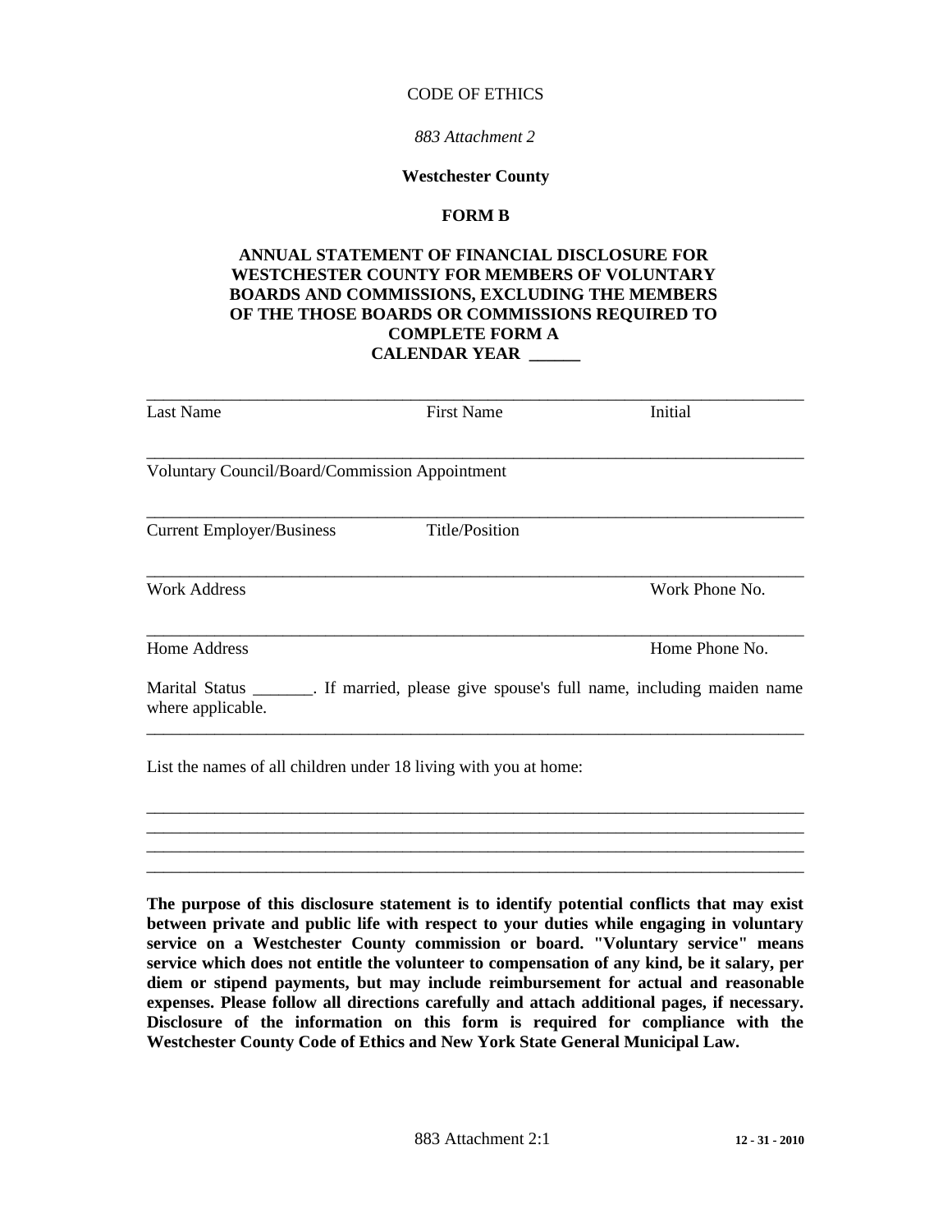CODE OF ETHICS

*883 Attachment 2*

**Westchester County**

**FORM B**

**ANNUAL STATEMENT OF FINANCIAL DISCLOSURE FOR WESTCHESTER COUNTY FOR MEMBERS OF VOLUNTARY BOARDS AND COMMISSIONS, EXCLUDING THE MEMBERS OF THE THOSE BOARDS OR COMMISSIONS REQUIRED TO COMPLETE FORM A**
**CALENDAR YEAR ______**

______________________________________________________________________________

Last Name First Name Initial

______________________________________________________________________________

Voluntary Council/Board/Commission Appointment

______________________________________________________________________________

Current Employer/Business Title/Position

______________________________________________________________________________

Work Address Work Phone No.

______________________________________________________________________________

Home Address Home Phone No.

Marital Status _______. If married, please give spouse's full name, including maiden name where applicable.

______________________________________________________________________________

List the names of all children under 18 living with you at home:

______________________________________________________________________________
______________________________________________________________________________
______________________________________________________________________________
______________________________________________________________________________

**The purpose of this disclosure statement is to identify potential conflicts that may exist between private and public life with respect to your duties while engaging in voluntary service on a Westchester County commission or board. "Voluntary service" means service which does not entitle the volunteer to compensation of any kind, be it salary, per diem or stipend payments, but may include reimbursement for actual and reasonable expenses. Please follow all directions carefully and attach additional pages, if necessary. Disclosure of the information on this form is required for compliance with the Westchester County Code of Ethics and New York State General Municipal Law.**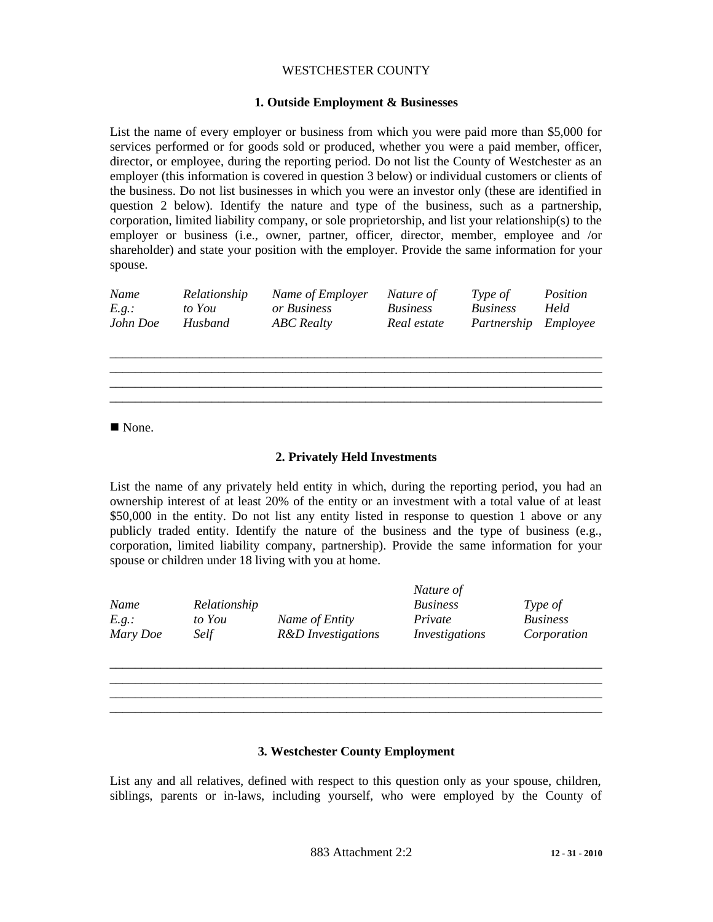WESTCHESTER COUNTY

### 1. Outside Employment & Businesses

List the name of every employer or business from which you were paid more than $5,000 for services performed or for goods sold or produced, whether you were a paid member, officer, director, or employee, during the reporting period. Do not list the County of Westchester as an employer (this information is covered in question 3 below) or individual customers or clients of the business. Do not list businesses in which you were an investor only (these are identified in question 2 below). Identify the nature and type of the business, such as a partnership, corporation, limited liability company, or sole proprietorship, and list your relationship(s) to the employer or business (i.e., owner, partner, officer, director, member, employee and /or shareholder) and state your position with the employer. Provide the same information for your spouse.

| *Name* | *Relationship to You* | *Name of Employer or Business* | *Nature of Business* | *Type of Business* | *Position Held* |
|---|---|---|---|---|---|
| *E.g.: John Doe* | *Husband* | *ABC Realty* | *Real estate* | *Partnership* | *Employee* |

______________________________________________________________________________
______________________________________________________________________________
______________________________________________________________________________
______________________________________________________________________________

■ None.

### 2. Privately Held Investments

List the name of any privately held entity in which, during the reporting period, you had an ownership interest of at least 20% of the entity or an investment with a total value of at least $50,000 in the entity. Do not list any entity listed in response to question 1 above or any publicly traded entity. Identify the nature of the business and the type of business (e.g., corporation, limited liability company, partnership). Provide the same information for your spouse or children under 18 living with you at home.

| *Name* | *Relationship to You* | *Name of Entity* | *Nature of Business* | *Type of Business* |
|---|---|---|---|---|
| *E.g.: Mary Doe* | *Self* | *R&D Investigations* | *Private Investigations* | *Corporation* |

______________________________________________________________________________
______________________________________________________________________________
______________________________________________________________________________
______________________________________________________________________________

### 3. Westchester County Employment

List any and all relatives, defined with respect to this question only as your spouse, children, siblings, parents or in-laws, including yourself, who were employed by the County of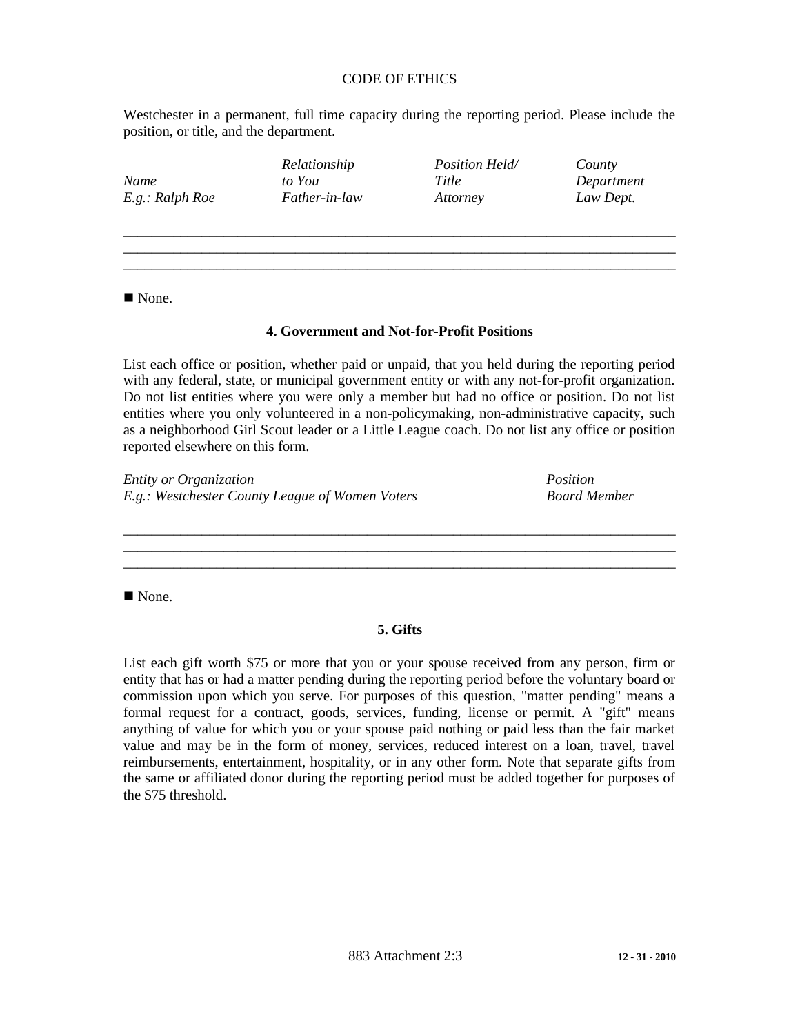Westchester in a permanent, full time capacity during the reporting period. Please include the position, or title, and the department.

| *Name* | *Relationship to You* | *Position Held/ Title* | *County Department* |
|---|---|---|---|
| *E.g.: Ralph Roe* | *Father-in-law* | *Attorney* | *Law Dept.* |

\_\_\_\_\_\_\_\_\_\_\_\_\_\_\_\_\_\_\_\_\_\_\_\_\_\_\_\_\_\_\_\_\_\_\_\_\_\_\_\_\_\_\_\_\_\_\_\_\_\_\_\_\_\_\_\_\_\_\_\_\_\_\_\_\_\_\_\_\_\_\_\_\_\_\_\_
\_\_\_\_\_\_\_\_\_\_\_\_\_\_\_\_\_\_\_\_\_\_\_\_\_\_\_\_\_\_\_\_\_\_\_\_\_\_\_\_\_\_\_\_\_\_\_\_\_\_\_\_\_\_\_\_\_\_\_\_\_\_\_\_\_\_\_\_\_\_\_\_\_\_\_\_
\_\_\_\_\_\_\_\_\_\_\_\_\_\_\_\_\_\_\_\_\_\_\_\_\_\_\_\_\_\_\_\_\_\_\_\_\_\_\_\_\_\_\_\_\_\_\_\_\_\_\_\_\_\_\_\_\_\_\_\_\_\_\_\_\_\_\_\_\_\_\_\_\_\_\_\_

■ None.

### 4. Government and Not-for-Profit Positions

List each office or position, whether paid or unpaid, that you held during the reporting period with any federal, state, or municipal government entity or with any not-for-profit organization. Do not list entities where you were only a member but had no office or position. Do not list entities where you only volunteered in a non-policymaking, non-administrative capacity, such as a neighborhood Girl Scout leader or a Little League coach. Do not list any office or position reported elsewhere on this form.

| *Entity or Organization* | *Position* |
|---|---|
| *E.g.: Westchester County League of Women Voters* | *Board Member* |

\_\_\_\_\_\_\_\_\_\_\_\_\_\_\_\_\_\_\_\_\_\_\_\_\_\_\_\_\_\_\_\_\_\_\_\_\_\_\_\_\_\_\_\_\_\_\_\_\_\_\_\_\_\_\_\_\_\_\_\_\_\_\_\_\_\_\_\_\_\_\_\_\_\_\_\_
\_\_\_\_\_\_\_\_\_\_\_\_\_\_\_\_\_\_\_\_\_\_\_\_\_\_\_\_\_\_\_\_\_\_\_\_\_\_\_\_\_\_\_\_\_\_\_\_\_\_\_\_\_\_\_\_\_\_\_\_\_\_\_\_\_\_\_\_\_\_\_\_\_\_\_\_
\_\_\_\_\_\_\_\_\_\_\_\_\_\_\_\_\_\_\_\_\_\_\_\_\_\_\_\_\_\_\_\_\_\_\_\_\_\_\_\_\_\_\_\_\_\_\_\_\_\_\_\_\_\_\_\_\_\_\_\_\_\_\_\_\_\_\_\_\_\_\_\_\_\_\_\_

■ None.

### 5. Gifts

List each gift worth $75 or more that you or your spouse received from any person, firm or entity that has or had a matter pending during the reporting period before the voluntary board or commission upon which you serve. For purposes of this question, "matter pending" means a formal request for a contract, goods, services, funding, license or permit. A "gift" means anything of value for which you or your spouse paid nothing or paid less than the fair market value and may be in the form of money, services, reduced interest on a loan, travel, travel reimbursements, entertainment, hospitality, or in any other form. Note that separate gifts from the same or affiliated donor during the reporting period must be added together for purposes of the $75 threshold.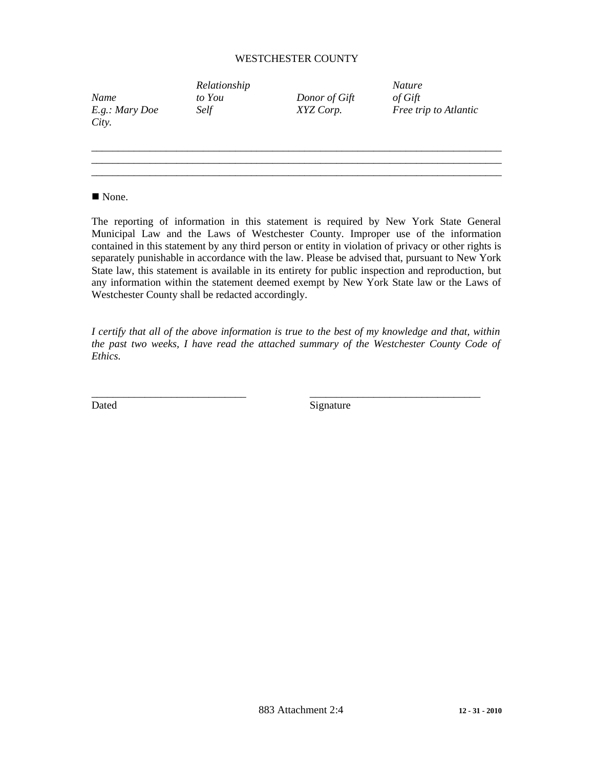WESTCHESTER COUNTY

| Name | Relationship to You | Donor of Gift | Nature of Gift |
|---|---|---|---|
| *E.g.: Mary Doe* | *Self* | *XYZ Corp.* | *Free trip to Atlantic City.* |

________________________________________________________________________________
________________________________________________________________________________
________________________________________________________________________________

■ None.

The reporting of information in this statement is required by New York State General Municipal Law and the Laws of Westchester County. Improper use of the information contained in this statement by any third person or entity in violation of privacy or other rights is separately punishable in accordance with the law. Please be advised that, pursuant to New York State law, this statement is available in its entirety for public inspection and reproduction, but any information within the statement deemed exempt by New York State law or the Laws of Westchester County shall be redacted accordingly.

*I certify that all of the above information is true to the best of my knowledge and that, within the past two weeks, I have read the attached summary of the Westchester County Code of Ethics.*

_____________________________ _________________________________

Dated Signature

883 Attachment 2:4

12 - 31 - 2010